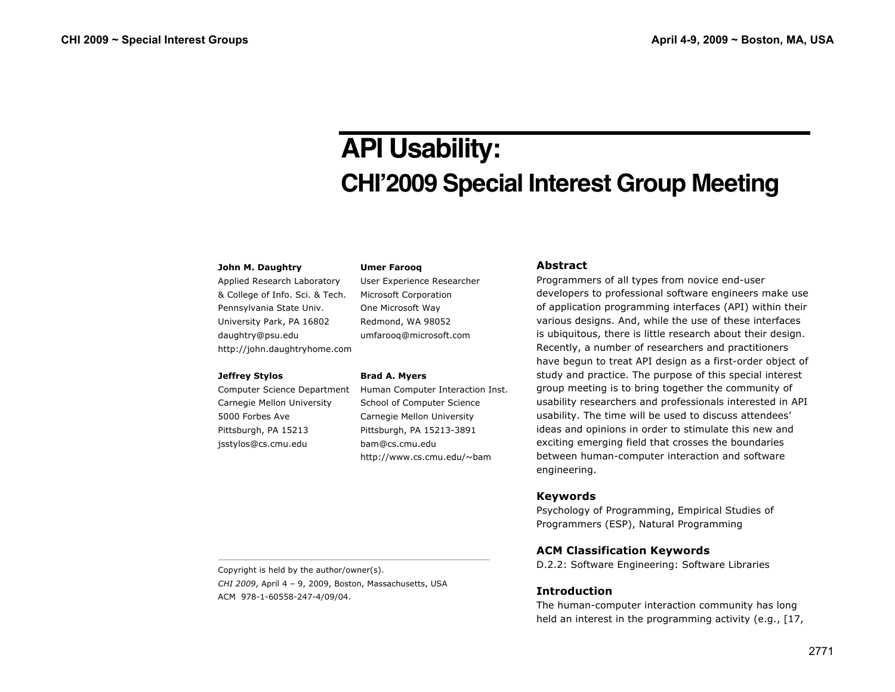# API Usability:

## CHI'2009 Special Interest Group Meeting

**John M. Daughtry**
Applied Research Laboratory
& College of Info. Sci. & Tech.
Pennsylvania State Univ.
University Park, PA 16802
daughtry@psu.edu
http://john.daughtryhome.com

**Umer Farooq**
User Experience Researcher
Microsoft Corporation
One Microsoft Way
Redmond, WA 98052
umfarooq@microsoft.com

**Jeffrey Stylos**
Computer Science Department
Carnegie Mellon University
5000 Forbes Ave
Pittsburgh, PA 15213
jsstylos@cs.cmu.edu

**Brad A. Myers**
Human Computer Interaction Inst.
School of Computer Science
Carnegie Mellon University
Pittsburgh, PA 15213-3891
bam@cs.cmu.edu
http://www.cs.cmu.edu/~bam

Copyright is held by the author/owner(s).
*CHI 2009*, April 4 – 9, 2009, Boston, Massachusetts, USA
ACM 978-1-60558-247-4/09/04.

### Abstract

Programmers of all types from novice end-user developers to professional software engineers make use of application programming interfaces (API) within their various designs. And, while the use of these interfaces is ubiquitous, there is little research about their design. Recently, a number of researchers and practitioners have begun to treat API design as a first-order object of study and practice. The purpose of this special interest group meeting is to bring together the community of usability researchers and professionals interested in API usability. The time will be used to discuss attendees' ideas and opinions in order to stimulate this new and exciting emerging field that crosses the boundaries between human-computer interaction and software engineering.

### Keywords

Psychology of Programming, Empirical Studies of Programmers (ESP), Natural Programming

### ACM Classification Keywords

D.2.2: Software Engineering: Software Libraries

### Introduction

The human-computer interaction community has long held an interest in the programming activity (e.g., [17,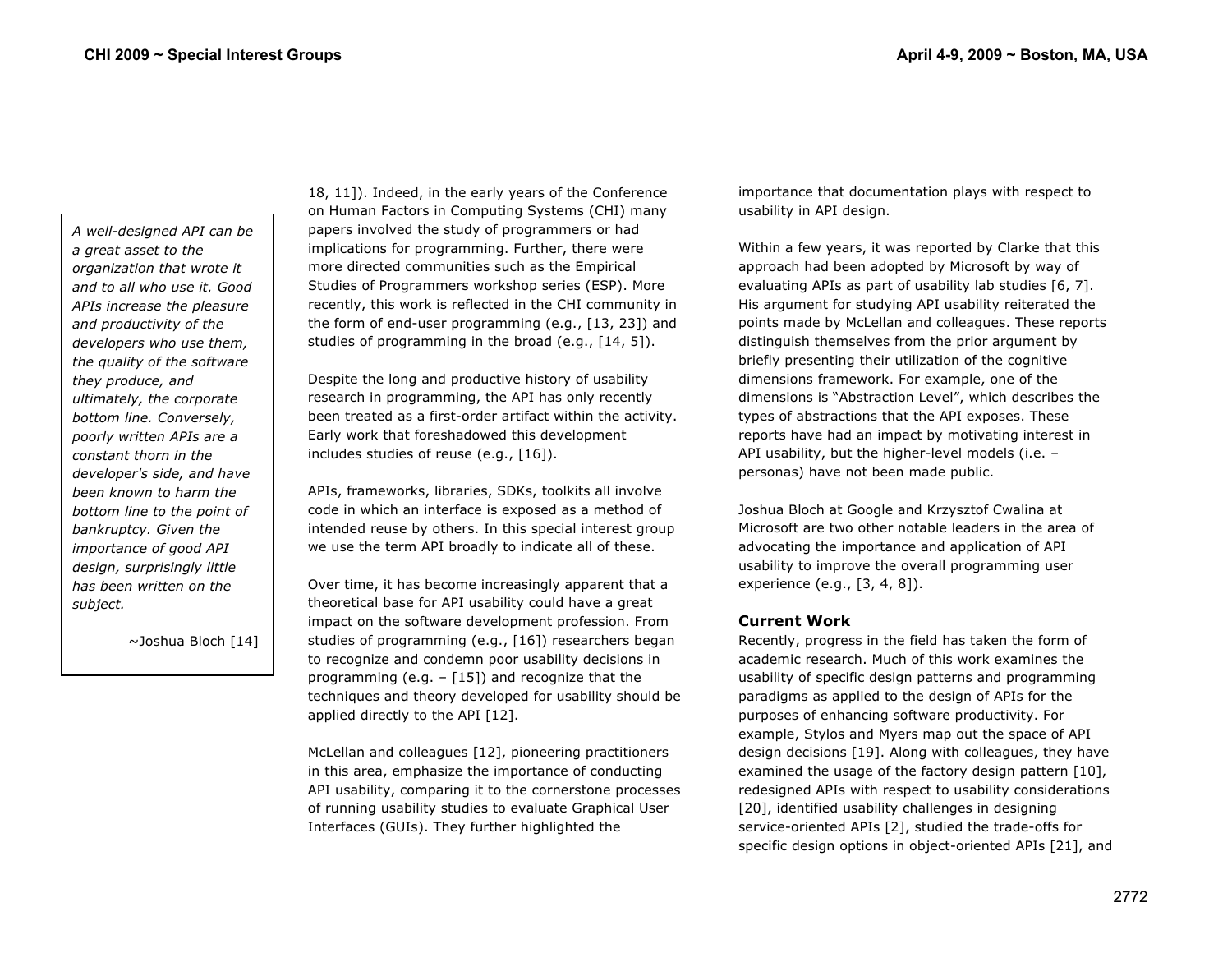> *A well-designed API can be a great asset to the organization that wrote it and to all who use it. Good APIs increase the pleasure and productivity of the developers who use them, the quality of the software they produce, and ultimately, the corporate bottom line. Conversely, poorly written APIs are a constant thorn in the developer's side, and have been known to harm the bottom line to the point of bankruptcy. Given the importance of good API design, surprisingly little has been written on the subject.*
>
> ~Joshua Bloch [14]

18, 11]). Indeed, in the early years of the Conference on Human Factors in Computing Systems (CHI) many papers involved the study of programmers or had implications for programming. Further, there were more directed communities such as the Empirical Studies of Programmers workshop series (ESP). More recently, this work is reflected in the CHI community in the form of end-user programming (e.g., [13, 23]) and studies of programming in the broad (e.g., [14, 5]).

Despite the long and productive history of usability research in programming, the API has only recently been treated as a first-order artifact within the activity. Early work that foreshadowed this development includes studies of reuse (e.g., [16]).

APIs, frameworks, libraries, SDKs, toolkits all involve code in which an interface is exposed as a method of intended reuse by others. In this special interest group we use the term API broadly to indicate all of these.

Over time, it has become increasingly apparent that a theoretical base for API usability could have a great impact on the software development profession. From studies of programming (e.g., [16]) researchers began to recognize and condemn poor usability decisions in programming (e.g. – [15]) and recognize that the techniques and theory developed for usability should be applied directly to the API [12].

McLellan and colleagues [12], pioneering practitioners in this area, emphasize the importance of conducting API usability, comparing it to the cornerstone processes of running usability studies to evaluate Graphical User Interfaces (GUIs). They further highlighted the importance that documentation plays with respect to usability in API design.

Within a few years, it was reported by Clarke that this approach had been adopted by Microsoft by way of evaluating APIs as part of usability lab studies [6, 7]. His argument for studying API usability reiterated the points made by McLellan and colleagues. These reports distinguish themselves from the prior argument by briefly presenting their utilization of the cognitive dimensions framework. For example, one of the dimensions is "Abstraction Level", which describes the types of abstractions that the API exposes. These reports have had an impact by motivating interest in API usability, but the higher-level models (i.e. – personas) have not been made public.

Joshua Bloch at Google and Krzysztof Cwalina at Microsoft are two other notable leaders in the area of advocating the importance and application of API usability to improve the overall programming user experience (e.g., [3, 4, 8]).

### Current Work

Recently, progress in the field has taken the form of academic research. Much of this work examines the usability of specific design patterns and programming paradigms as applied to the design of APIs for the purposes of enhancing software productivity. For example, Stylos and Myers map out the space of API design decisions [19]. Along with colleagues, they have examined the usage of the factory design pattern [10], redesigned APIs with respect to usability considerations [20], identified usability challenges in designing service-oriented APIs [2], studied the trade-offs for specific design options in object-oriented APIs [21], and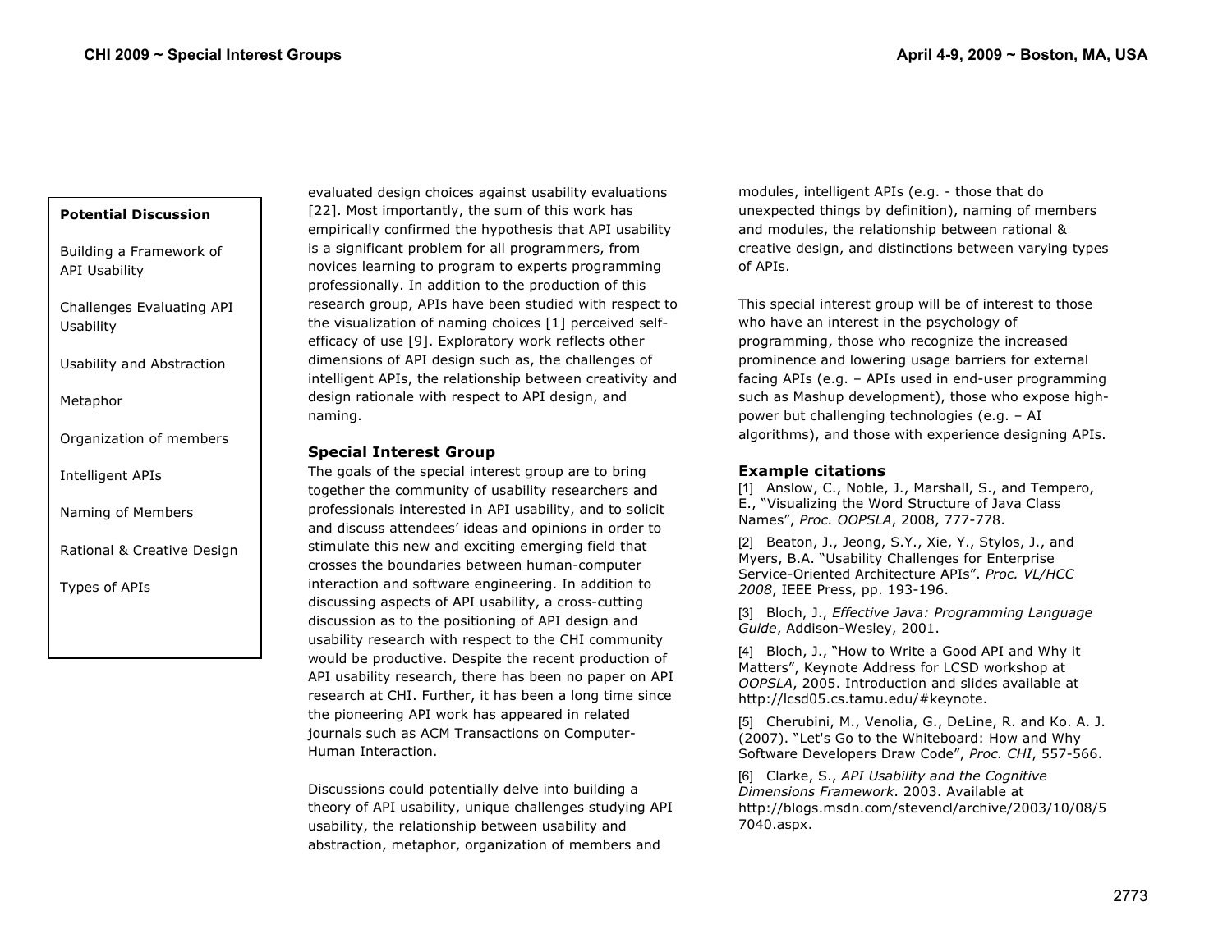**Potential Discussion**

Building a Framework of API Usability

Challenges Evaluating API Usability

Usability and Abstraction

Metaphor

Organization of members

Intelligent APIs

Naming of Members

Rational & Creative Design

Types of APIs

evaluated design choices against usability evaluations [22]. Most importantly, the sum of this work has empirically confirmed the hypothesis that API usability is a significant problem for all programmers, from novices learning to program to experts programming professionally. In addition to the production of this research group, APIs have been studied with respect to the visualization of naming choices [1] perceived self-efficacy of use [9]. Exploratory work reflects other dimensions of API design such as, the challenges of intelligent APIs, the relationship between creativity and design rationale with respect to API design, and naming.

### Special Interest Group

The goals of the special interest group are to bring together the community of usability researchers and professionals interested in API usability, and to solicit and discuss attendees' ideas and opinions in order to stimulate this new and exciting emerging field that crosses the boundaries between human-computer interaction and software engineering. In addition to discussing aspects of API usability, a cross-cutting discussion as to the positioning of API design and usability research with respect to the CHI community would be productive. Despite the recent production of API usability research, there has been no paper on API research at CHI. Further, it has been a long time since the pioneering API work has appeared in related journals such as ACM Transactions on Computer-Human Interaction.

Discussions could potentially delve into building a theory of API usability, unique challenges studying API usability, the relationship between usability and abstraction, metaphor, organization of members and modules, intelligent APIs (e.g. - those that do unexpected things by definition), naming of members and modules, the relationship between rational & creative design, and distinctions between varying types of APIs.

This special interest group will be of interest to those who have an interest in the psychology of programming, those who recognize the increased prominence and lowering usage barriers for external facing APIs (e.g. – APIs used in end-user programming such as Mashup development), those who expose high-power but challenging technologies (e.g. – AI algorithms), and those with experience designing APIs.

### Example citations

[1] Anslow, C., Noble, J., Marshall, S., and Tempero, E., "Visualizing the Word Structure of Java Class Names", *Proc. OOPSLA*, 2008, 777-778.

[2] Beaton, J., Jeong, S.Y., Xie, Y., Stylos, J., and Myers, B.A. "Usability Challenges for Enterprise Service-Oriented Architecture APIs". *Proc. VL/HCC 2008*, IEEE Press, pp. 193-196.

[3] Bloch, J., *Effective Java: Programming Language Guide*, Addison-Wesley, 2001.

[4] Bloch, J., "How to Write a Good API and Why it Matters", Keynote Address for LCSD workshop at *OOPSLA*, 2005. Introduction and slides available at http://lcsd05.cs.tamu.edu/#keynote.

[5] Cherubini, M., Venolia, G., DeLine, R. and Ko. A. J. (2007). "Let's Go to the Whiteboard: How and Why Software Developers Draw Code", *Proc. CHI*, 557-566.

[6] Clarke, S., *API Usability and the Cognitive Dimensions Framework*. 2003. Available at http://blogs.msdn.com/stevencl/archive/2003/10/08/57040.aspx.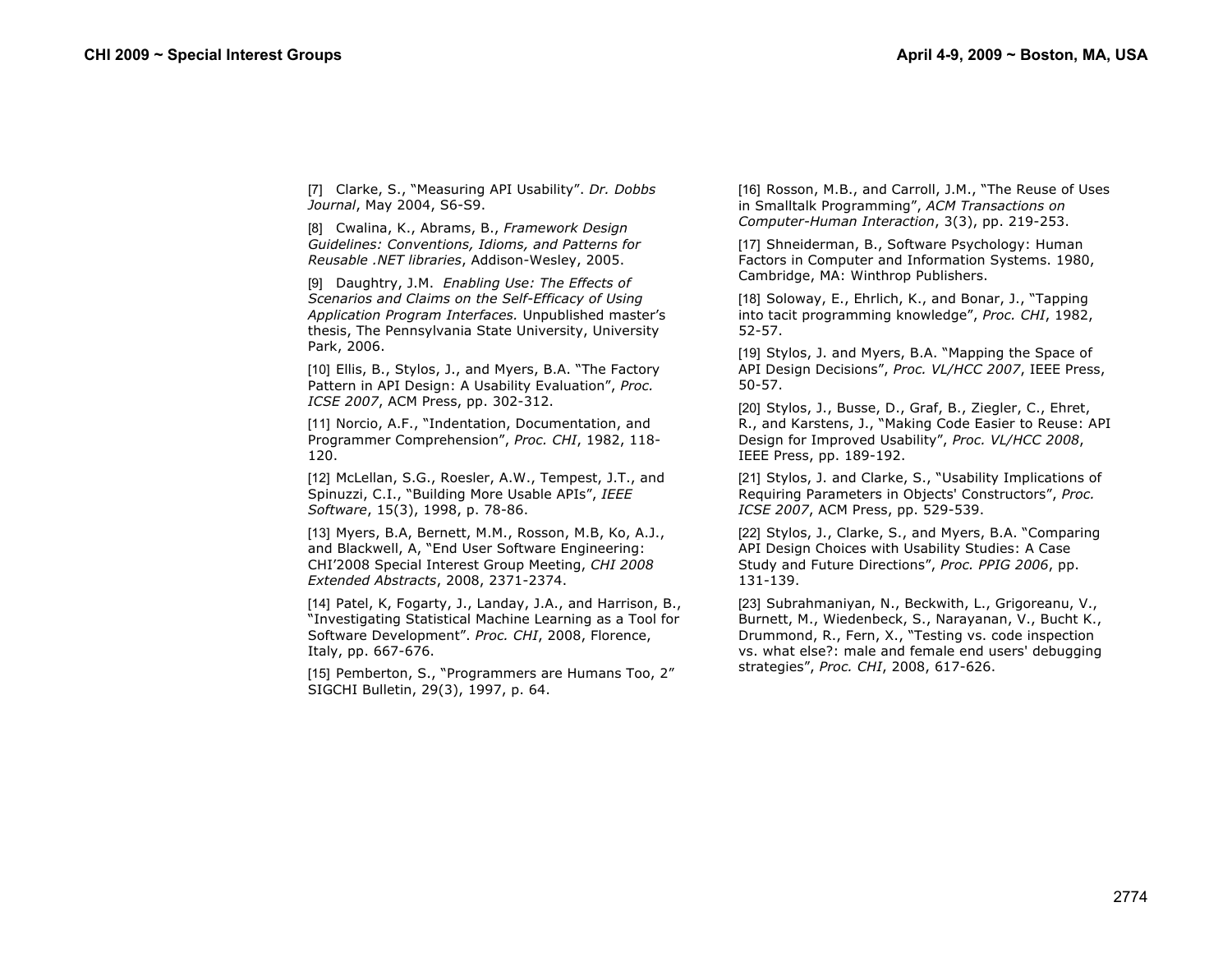[7] Clarke, S., "Measuring API Usability". *Dr. Dobbs Journal*, May 2004, S6-S9.

[8] Cwalina, K., Abrams, B., *Framework Design Guidelines: Conventions, Idioms, and Patterns for Reusable .NET libraries*, Addison-Wesley, 2005.

[9] Daughtry, J.M. *Enabling Use: The Effects of Scenarios and Claims on the Self-Efficacy of Using Application Program Interfaces.* Unpublished master's thesis, The Pennsylvania State University, University Park, 2006.

[10] Ellis, B., Stylos, J., and Myers, B.A. "The Factory Pattern in API Design: A Usability Evaluation", *Proc. ICSE 2007*, ACM Press, pp. 302-312.

[11] Norcio, A.F., "Indentation, Documentation, and Programmer Comprehension", *Proc. CHI*, 1982, 118-120.

[12] McLellan, S.G., Roesler, A.W., Tempest, J.T., and Spinuzzi, C.I., "Building More Usable APIs", *IEEE Software*, 15(3), 1998, p. 78-86.

[13] Myers, B.A, Bernett, M.M., Rosson, M.B, Ko, A.J., and Blackwell, A, "End User Software Engineering: CHI'2008 Special Interest Group Meeting, *CHI 2008 Extended Abstracts*, 2008, 2371-2374.

[14] Patel, K, Fogarty, J., Landay, J.A., and Harrison, B., "Investigating Statistical Machine Learning as a Tool for Software Development". *Proc. CHI*, 2008, Florence, Italy, pp. 667-676.

[15] Pemberton, S., "Programmers are Humans Too, 2" SIGCHI Bulletin, 29(3), 1997, p. 64.

[16] Rosson, M.B., and Carroll, J.M., "The Reuse of Uses in Smalltalk Programming", *ACM Transactions on Computer-Human Interaction*, 3(3), pp. 219-253.

[17] Shneiderman, B., Software Psychology: Human Factors in Computer and Information Systems. 1980, Cambridge, MA: Winthrop Publishers.

[18] Soloway, E., Ehrlich, K., and Bonar, J., "Tapping into tacit programming knowledge", *Proc. CHI*, 1982, 52-57.

[19] Stylos, J. and Myers, B.A. "Mapping the Space of API Design Decisions", *Proc. VL/HCC 2007*, IEEE Press, 50-57.

[20] Stylos, J., Busse, D., Graf, B., Ziegler, C., Ehret, R., and Karstens, J., "Making Code Easier to Reuse: API Design for Improved Usability", *Proc. VL/HCC 2008*, IEEE Press, pp. 189-192.

[21] Stylos, J. and Clarke, S., "Usability Implications of Requiring Parameters in Objects' Constructors", *Proc. ICSE 2007*, ACM Press, pp. 529-539.

[22] Stylos, J., Clarke, S., and Myers, B.A. "Comparing API Design Choices with Usability Studies: A Case Study and Future Directions", *Proc. PPIG 2006*, pp. 131-139.

[23] Subrahmaniyan, N., Beckwith, L., Grigoreanu, V., Burnett, M., Wiedenbeck, S., Narayanan, V., Bucht K., Drummond, R., Fern, X., "Testing vs. code inspection vs. what else?: male and female end users' debugging strategies", *Proc. CHI*, 2008, 617-626.